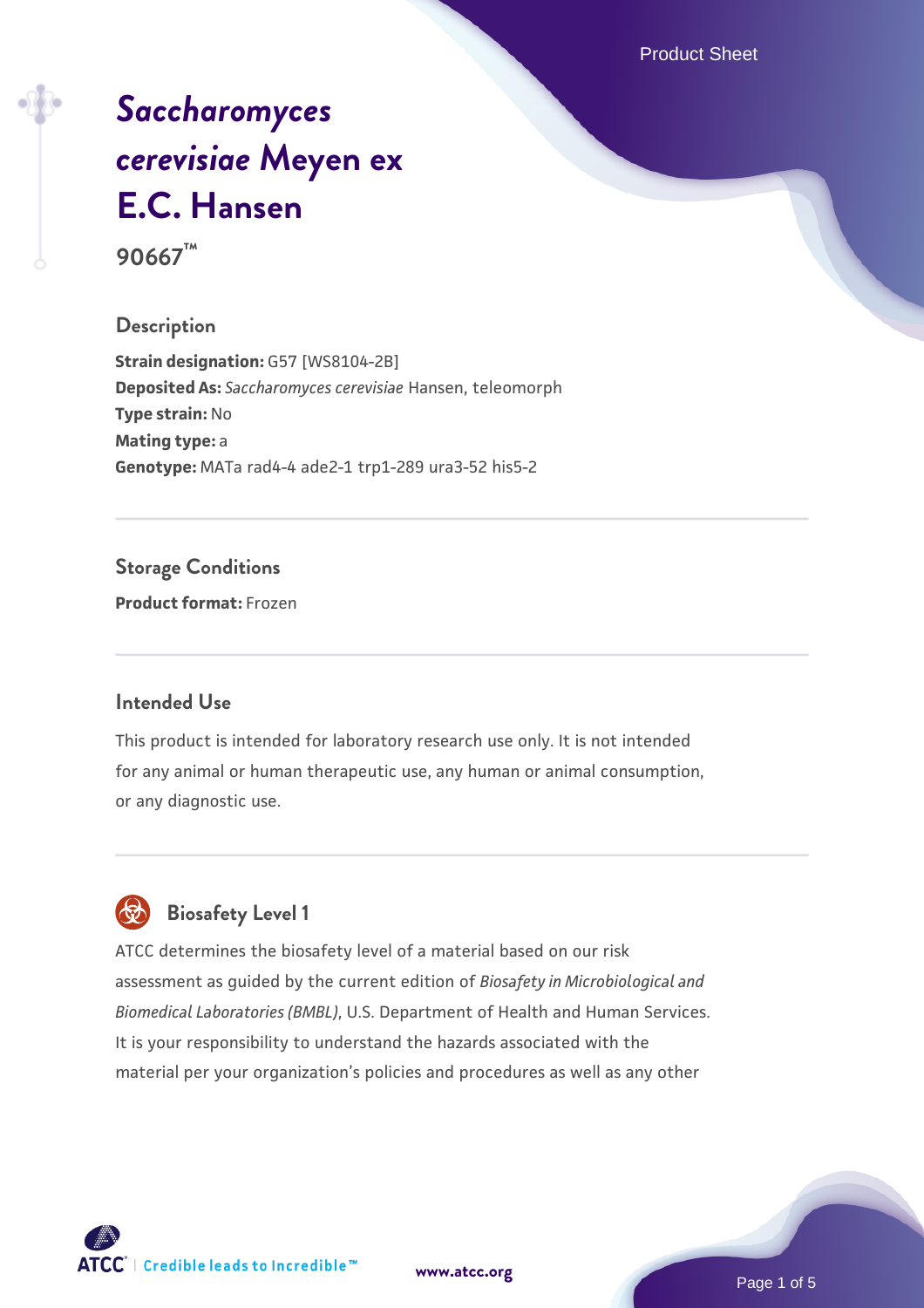# *Saccharomyces cerevisiae* Meyen ex E.C. Hansen

**90667™**

## Description

**Strain designation:** G57 [WS8104-2B]
**Deposited As:** *Saccharomyces cerevisiae* Hansen, teleomorph
**Type strain:** No
**Mating type:** a
**Genotype:** MATa rad4-4 ade2-1 trp1-289 ura3-52 his5-2

## Storage Conditions

**Product format:** Frozen

## Intended Use

This product is intended for laboratory research use only. It is not intended for any animal or human therapeutic use, any human or animal consumption, or any diagnostic use.

## Biosafety Level 1

ATCC determines the biosafety level of a material based on our risk assessment as guided by the current edition of *Biosafety in Microbiological and Biomedical Laboratories (BMBL)*, U.S. Department of Health and Human Services. It is your responsibility to understand the hazards associated with the material per your organization's policies and procedures as well as any other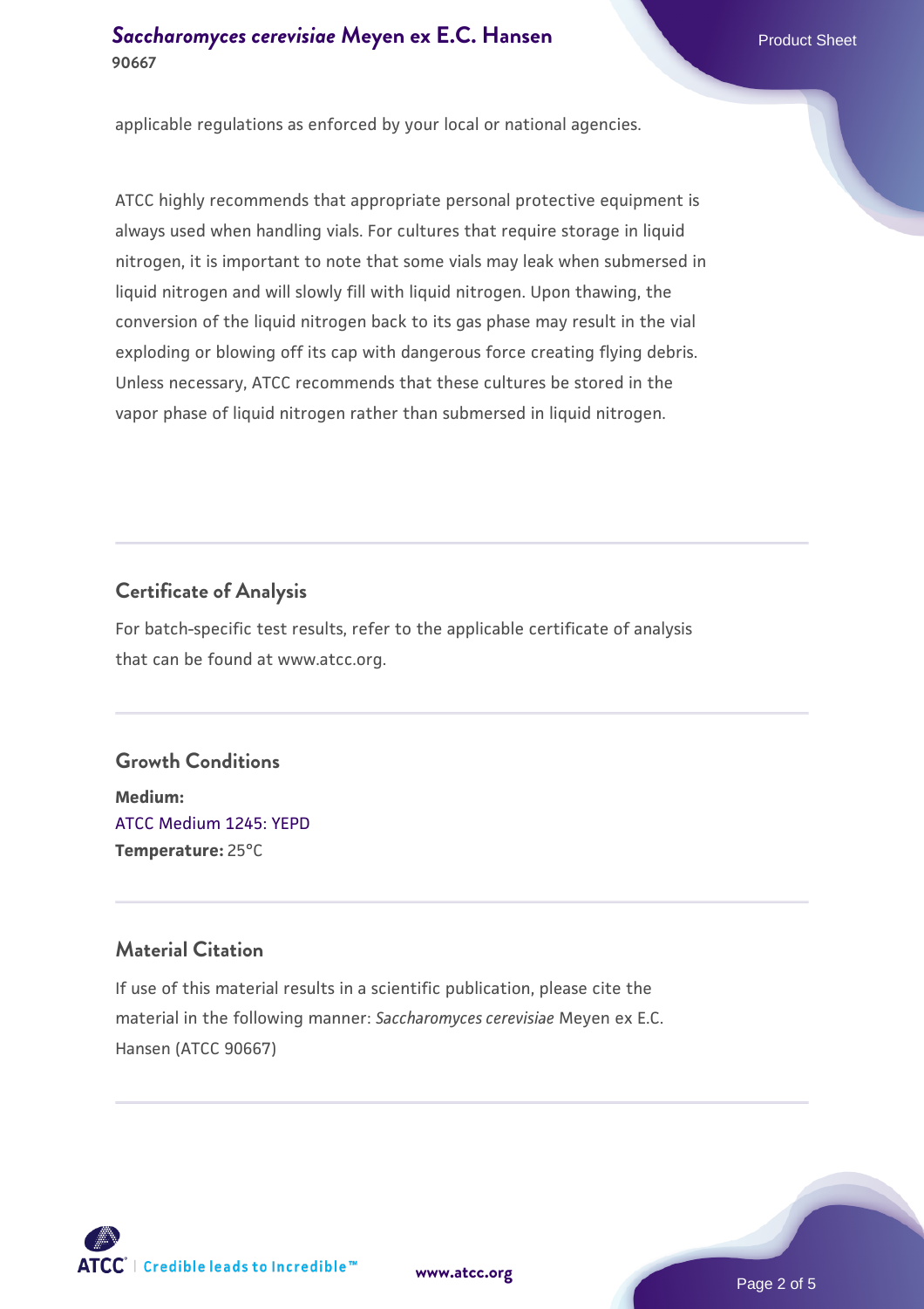applicable regulations as enforced by your local or national agencies.

ATCC highly recommends that appropriate personal protective equipment is always used when handling vials. For cultures that require storage in liquid nitrogen, it is important to note that some vials may leak when submersed in liquid nitrogen and will slowly fill with liquid nitrogen. Upon thawing, the conversion of the liquid nitrogen back to its gas phase may result in the vial exploding or blowing off its cap with dangerous force creating flying debris. Unless necessary, ATCC recommends that these cultures be stored in the vapor phase of liquid nitrogen rather than submersed in liquid nitrogen.

## Certificate of Analysis

For batch-specific test results, refer to the applicable certificate of analysis that can be found at www.atcc.org.

## Growth Conditions

**Medium:**
ATCC Medium 1245: YEPD
**Temperature:** 25°C

## Material Citation

If use of this material results in a scientific publication, please cite the material in the following manner: *Saccharomyces cerevisiae* Meyen ex E.C. Hansen (ATCC 90667)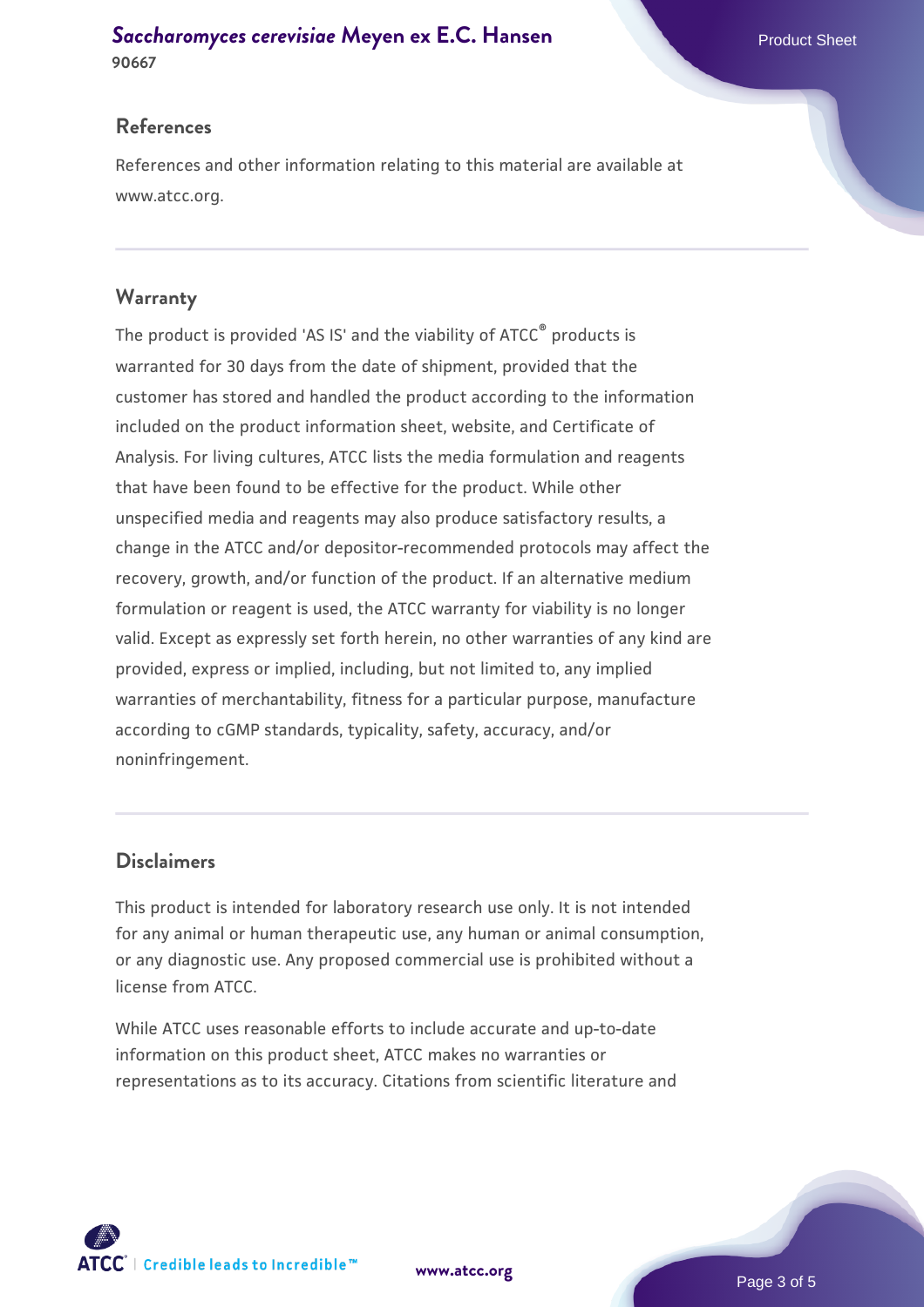## References

References and other information relating to this material are available at www.atcc.org.

## Warranty

The product is provided 'AS IS' and the viability of ATCC® products is warranted for 30 days from the date of shipment, provided that the customer has stored and handled the product according to the information included on the product information sheet, website, and Certificate of Analysis. For living cultures, ATCC lists the media formulation and reagents that have been found to be effective for the product. While other unspecified media and reagents may also produce satisfactory results, a change in the ATCC and/or depositor-recommended protocols may affect the recovery, growth, and/or function of the product. If an alternative medium formulation or reagent is used, the ATCC warranty for viability is no longer valid. Except as expressly set forth herein, no other warranties of any kind are provided, express or implied, including, but not limited to, any implied warranties of merchantability, fitness for a particular purpose, manufacture according to cGMP standards, typicality, safety, accuracy, and/or noninfringement.

## Disclaimers

This product is intended for laboratory research use only. It is not intended for any animal or human therapeutic use, any human or animal consumption, or any diagnostic use. Any proposed commercial use is prohibited without a license from ATCC.

While ATCC uses reasonable efforts to include accurate and up-to-date information on this product sheet, ATCC makes no warranties or representations as to its accuracy. Citations from scientific literature and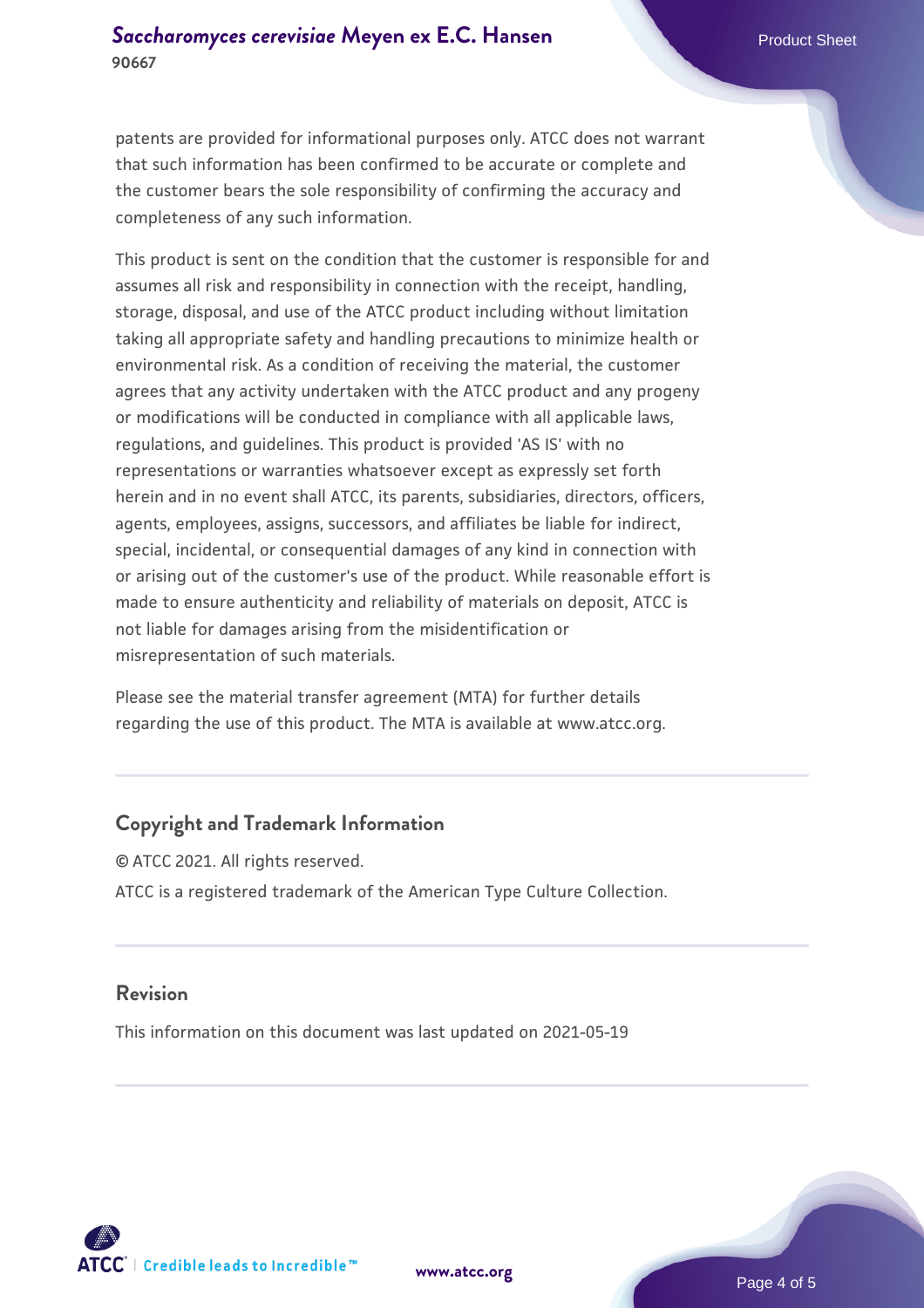patents are provided for informational purposes only. ATCC does not warrant that such information has been confirmed to be accurate or complete and the customer bears the sole responsibility of confirming the accuracy and completeness of any such information.

This product is sent on the condition that the customer is responsible for and assumes all risk and responsibility in connection with the receipt, handling, storage, disposal, and use of the ATCC product including without limitation taking all appropriate safety and handling precautions to minimize health or environmental risk. As a condition of receiving the material, the customer agrees that any activity undertaken with the ATCC product and any progeny or modifications will be conducted in compliance with all applicable laws, regulations, and guidelines. This product is provided 'AS IS' with no representations or warranties whatsoever except as expressly set forth herein and in no event shall ATCC, its parents, subsidiaries, directors, officers, agents, employees, assigns, successors, and affiliates be liable for indirect, special, incidental, or consequential damages of any kind in connection with or arising out of the customer's use of the product. While reasonable effort is made to ensure authenticity and reliability of materials on deposit, ATCC is not liable for damages arising from the misidentification or misrepresentation of such materials.

Please see the material transfer agreement (MTA) for further details regarding the use of this product. The MTA is available at www.atcc.org.

## Copyright and Trademark Information

© ATCC 2021. All rights reserved.

ATCC is a registered trademark of the American Type Culture Collection.

## Revision

This information on this document was last updated on 2021-05-19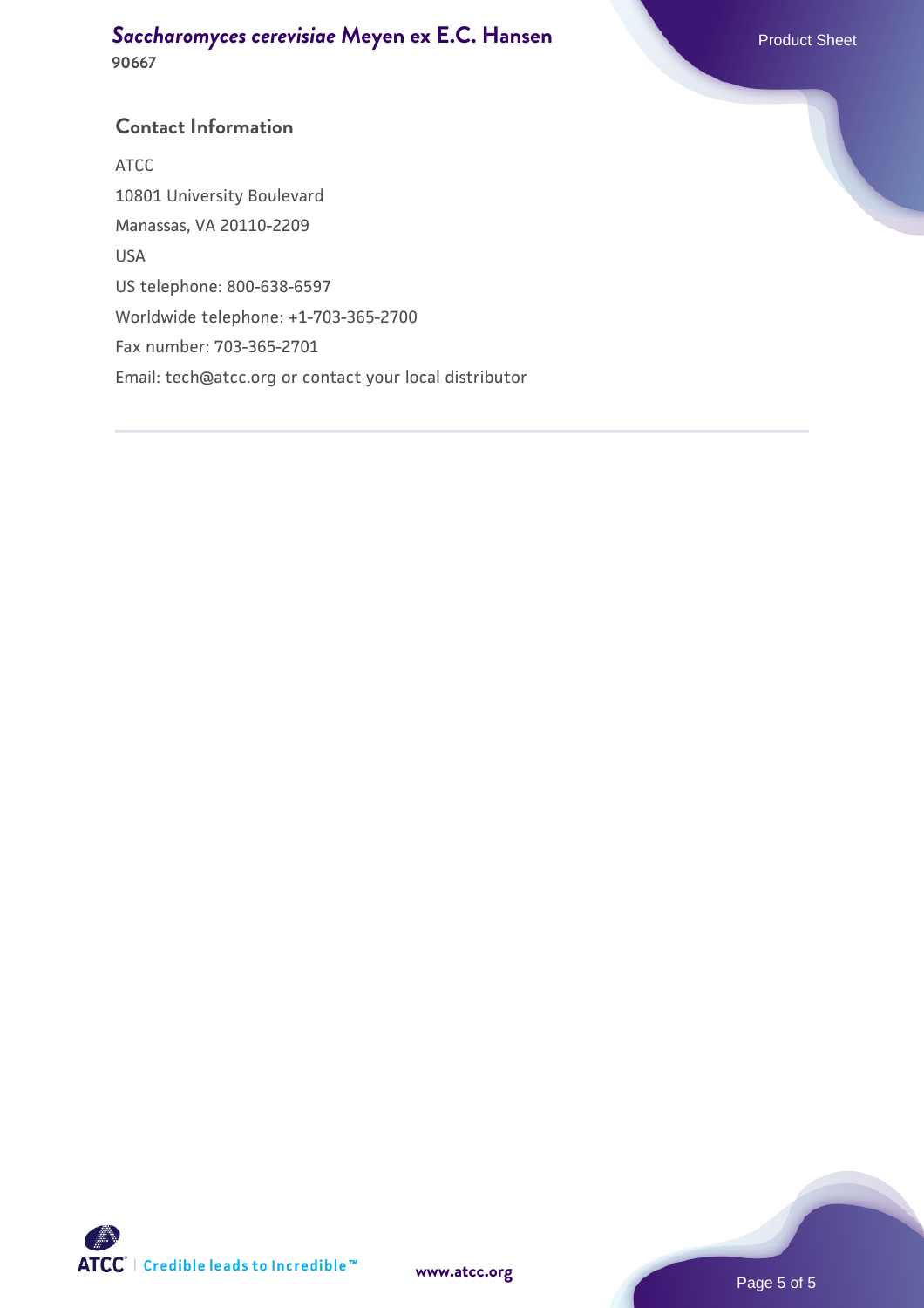## Contact Information

ATCC

10801 University Boulevard

Manassas, VA 20110-2209

USA

US telephone: 800-638-6597

Worldwide telephone: +1-703-365-2700

Fax number: 703-365-2701

Email: tech@atcc.org or contact your local distributor